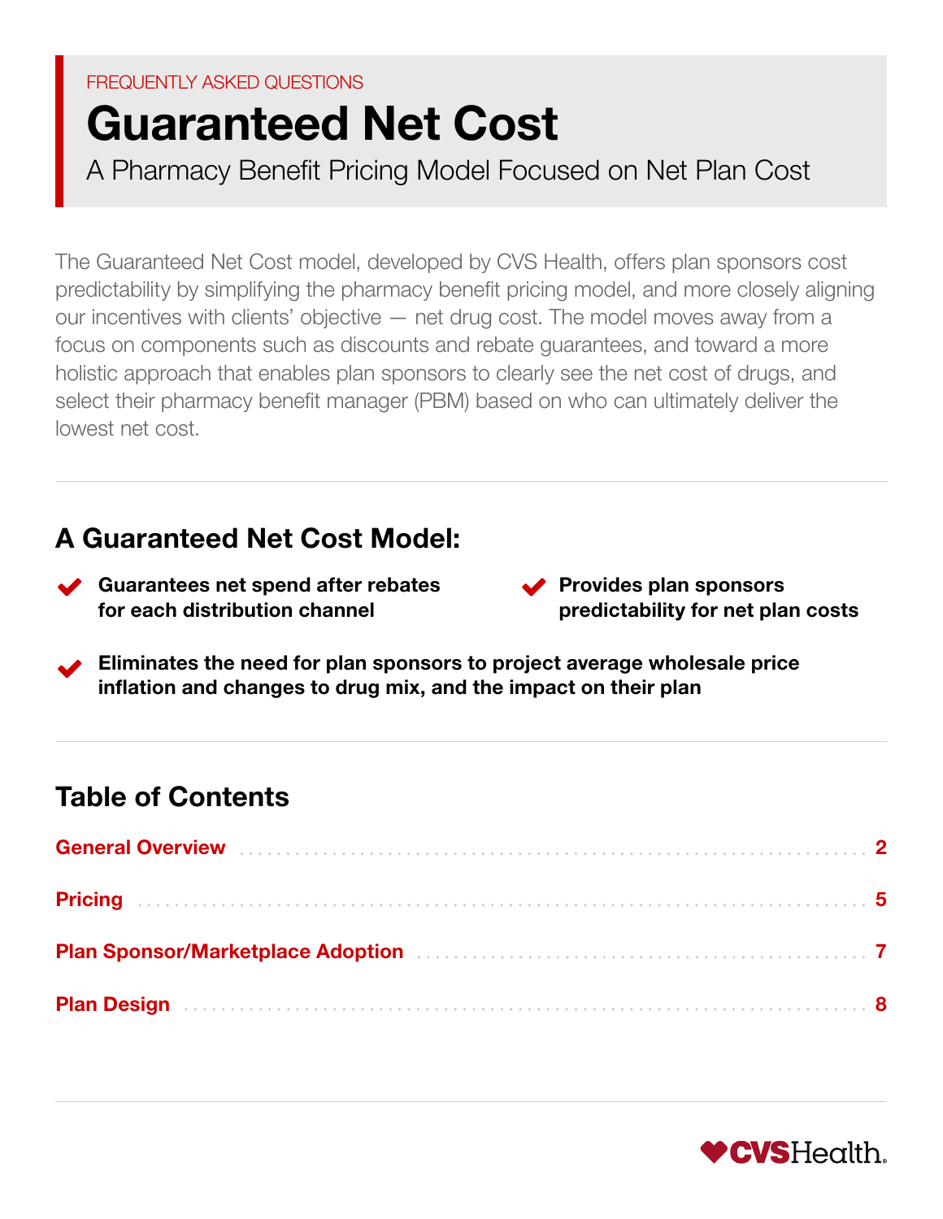FREQUENTLY ASKED QUESTIONS

# Guaranteed Net Cost

## A Pharmacy Benefit Pricing Model Focused on Net Plan Cost

The Guaranteed Net Cost model, developed by CVS Health, offers plan sponsors cost predictability by simplifying the pharmacy benefit pricing model, and more closely aligning our incentives with clients' objective — net drug cost. The model moves away from a focus on components such as discounts and rebate guarantees, and toward a more holistic approach that enables plan sponsors to clearly see the net cost of drugs, and select their pharmacy benefit manager (PBM) based on who can ultimately deliver the lowest net cost.

---

## A Guaranteed Net Cost Model:

- **Guarantees net spend after rebates for each distribution channel**
- **Provides plan sponsors predictability for net plan costs**
- **Eliminates the need for plan sponsors to project average wholesale price inflation and changes to drug mix, and the impact on their plan**

---

## Table of Contents

| Section | Page |
|---|---|
| General Overview | 2 |
| Pricing | 5 |
| Plan Sponsor/Marketplace Adoption | 7 |
| Plan Design | 8 |

CVSHealth.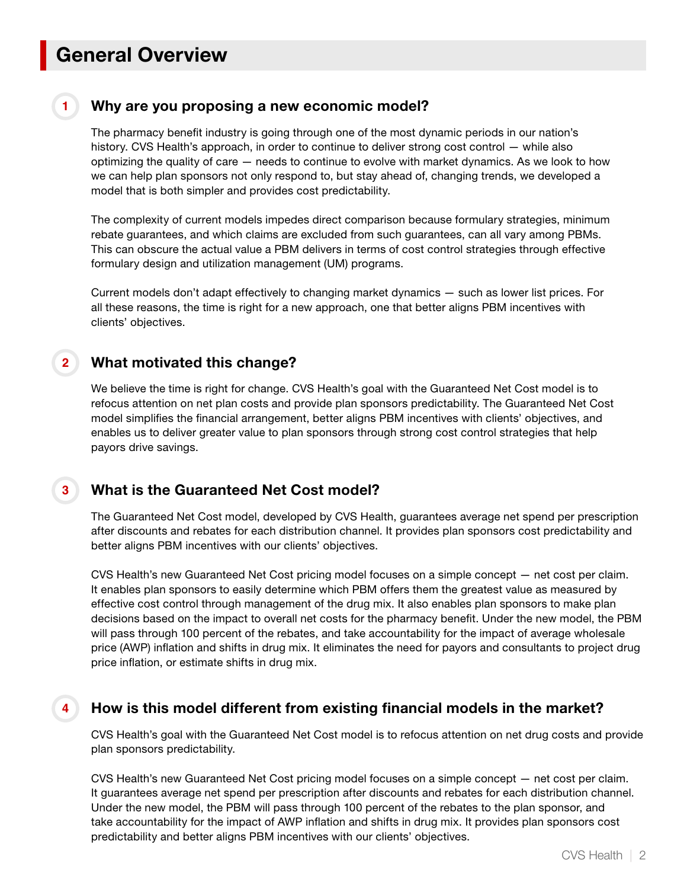# General Overview

## 1 Why are you proposing a new economic model?

The pharmacy benefit industry is going through one of the most dynamic periods in our nation's history. CVS Health's approach, in order to continue to deliver strong cost control — while also optimizing the quality of care — needs to continue to evolve with market dynamics. As we look to how we can help plan sponsors not only respond to, but stay ahead of, changing trends, we developed a model that is both simpler and provides cost predictability.

The complexity of current models impedes direct comparison because formulary strategies, minimum rebate guarantees, and which claims are excluded from such guarantees, can all vary among PBMs. This can obscure the actual value a PBM delivers in terms of cost control strategies through effective formulary design and utilization management (UM) programs.

Current models don't adapt effectively to changing market dynamics — such as lower list prices. For all these reasons, the time is right for a new approach, one that better aligns PBM incentives with clients' objectives.

## 2 What motivated this change?

We believe the time is right for change. CVS Health's goal with the Guaranteed Net Cost model is to refocus attention on net plan costs and provide plan sponsors predictability. The Guaranteed Net Cost model simplifies the financial arrangement, better aligns PBM incentives with clients' objectives, and enables us to deliver greater value to plan sponsors through strong cost control strategies that help payors drive savings.

## 3 What is the Guaranteed Net Cost model?

The Guaranteed Net Cost model, developed by CVS Health, guarantees average net spend per prescription after discounts and rebates for each distribution channel. It provides plan sponsors cost predictability and better aligns PBM incentives with our clients' objectives.

CVS Health's new Guaranteed Net Cost pricing model focuses on a simple concept — net cost per claim. It enables plan sponsors to easily determine which PBM offers them the greatest value as measured by effective cost control through management of the drug mix. It also enables plan sponsors to make plan decisions based on the impact to overall net costs for the pharmacy benefit. Under the new model, the PBM will pass through 100 percent of the rebates, and take accountability for the impact of average wholesale price (AWP) inflation and shifts in drug mix. It eliminates the need for payors and consultants to project drug price inflation, or estimate shifts in drug mix.

## 4 How is this model different from existing financial models in the market?

CVS Health's goal with the Guaranteed Net Cost model is to refocus attention on net drug costs and provide plan sponsors predictability.

CVS Health's new Guaranteed Net Cost pricing model focuses on a simple concept — net cost per claim. It guarantees average net spend per prescription after discounts and rebates for each distribution channel. Under the new model, the PBM will pass through 100 percent of the rebates to the plan sponsor, and take accountability for the impact of AWP inflation and shifts in drug mix. It provides plan sponsors cost predictability and better aligns PBM incentives with our clients' objectives.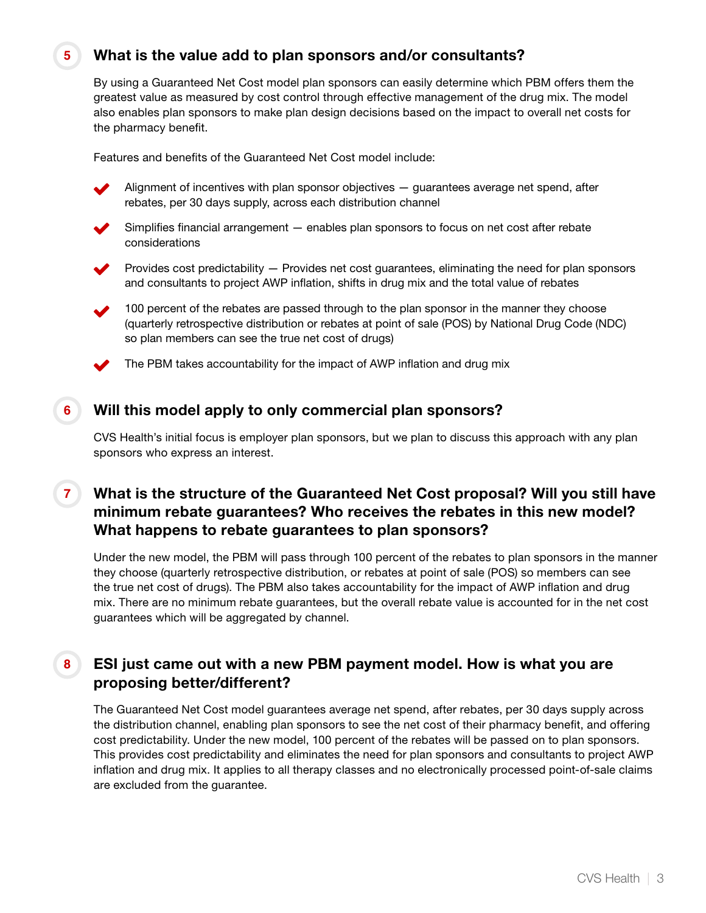## 5 What is the value add to plan sponsors and/or consultants?

By using a Guaranteed Net Cost model plan sponsors can easily determine which PBM offers them the greatest value as measured by cost control through effective management of the drug mix. The model also enables plan sponsors to make plan design decisions based on the impact to overall net costs for the pharmacy benefit.

Features and benefits of the Guaranteed Net Cost model include:

- Alignment of incentives with plan sponsor objectives — guarantees average net spend, after rebates, per 30 days supply, across each distribution channel
- Simplifies financial arrangement — enables plan sponsors to focus on net cost after rebate considerations
- Provides cost predictability — Provides net cost guarantees, eliminating the need for plan sponsors and consultants to project AWP inflation, shifts in drug mix and the total value of rebates
- 100 percent of the rebates are passed through to the plan sponsor in the manner they choose (quarterly retrospective distribution or rebates at point of sale (POS) by National Drug Code (NDC) so plan members can see the true net cost of drugs)
- The PBM takes accountability for the impact of AWP inflation and drug mix

## 6 Will this model apply to only commercial plan sponsors?

CVS Health's initial focus is employer plan sponsors, but we plan to discuss this approach with any plan sponsors who express an interest.

## 7 What is the structure of the Guaranteed Net Cost proposal? Will you still have minimum rebate guarantees? Who receives the rebates in this new model? What happens to rebate guarantees to plan sponsors?

Under the new model, the PBM will pass through 100 percent of the rebates to plan sponsors in the manner they choose (quarterly retrospective distribution, or rebates at point of sale (POS) so members can see the true net cost of drugs). The PBM also takes accountability for the impact of AWP inflation and drug mix. There are no minimum rebate guarantees, but the overall rebate value is accounted for in the net cost guarantees which will be aggregated by channel.

## 8 ESI just came out with a new PBM payment model. How is what you are proposing better/different?

The Guaranteed Net Cost model guarantees average net spend, after rebates, per 30 days supply across the distribution channel, enabling plan sponsors to see the net cost of their pharmacy benefit, and offering cost predictability. Under the new model, 100 percent of the rebates will be passed on to plan sponsors. This provides cost predictability and eliminates the need for plan sponsors and consultants to project AWP inflation and drug mix. It applies to all therapy classes and no electronically processed point-of-sale claims are excluded from the guarantee.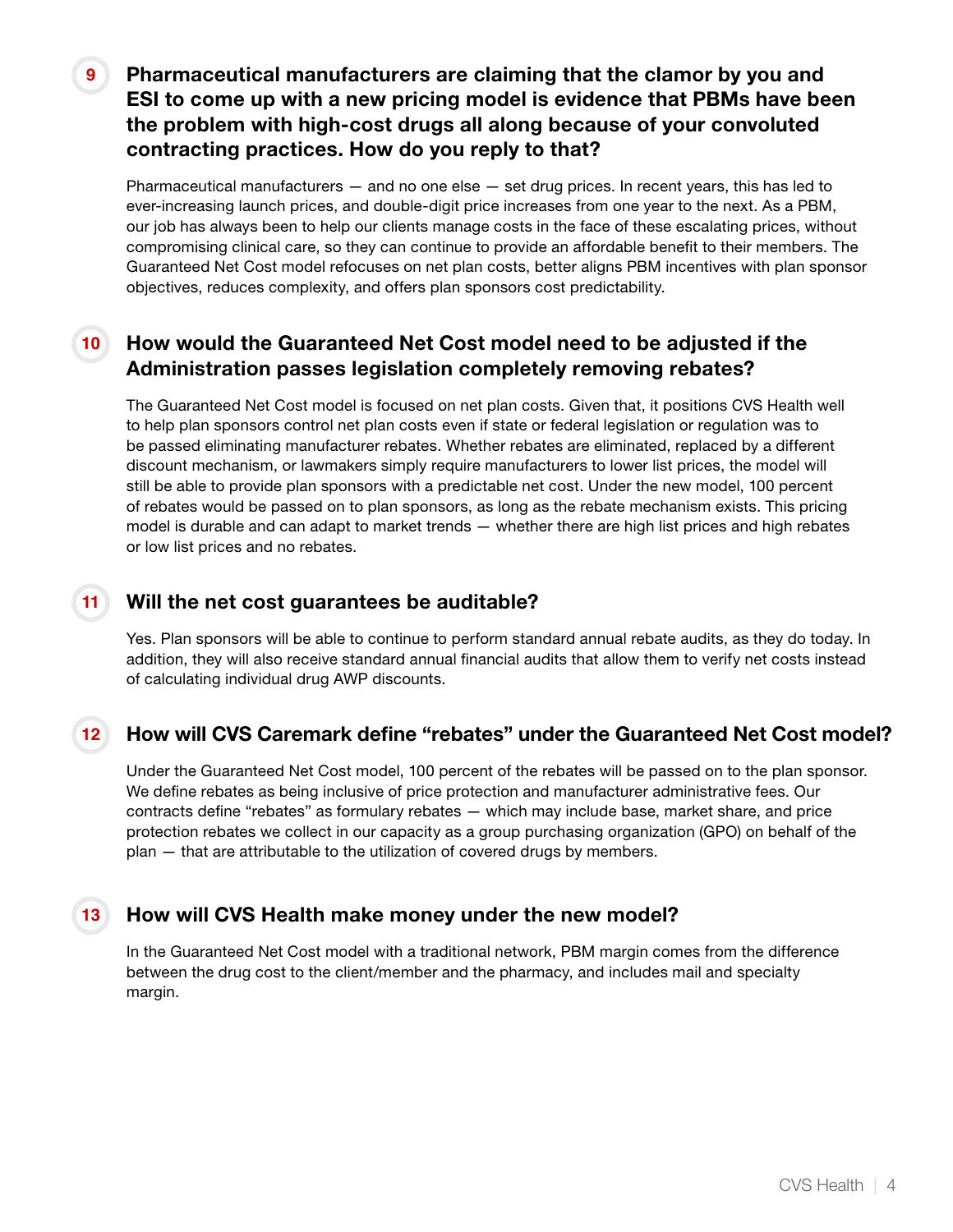## 9 Pharmaceutical manufacturers are claiming that the clamor by you and ESI to come up with a new pricing model is evidence that PBMs have been the problem with high-cost drugs all along because of your convoluted contracting practices. How do you reply to that?

Pharmaceutical manufacturers — and no one else — set drug prices. In recent years, this has led to ever-increasing launch prices, and double-digit price increases from one year to the next. As a PBM, our job has always been to help our clients manage costs in the face of these escalating prices, without compromising clinical care, so they can continue to provide an affordable benefit to their members. The Guaranteed Net Cost model refocuses on net plan costs, better aligns PBM incentives with plan sponsor objectives, reduces complexity, and offers plan sponsors cost predictability.

## 10 How would the Guaranteed Net Cost model need to be adjusted if the Administration passes legislation completely removing rebates?

The Guaranteed Net Cost model is focused on net plan costs. Given that, it positions CVS Health well to help plan sponsors control net plan costs even if state or federal legislation or regulation was to be passed eliminating manufacturer rebates. Whether rebates are eliminated, replaced by a different discount mechanism, or lawmakers simply require manufacturers to lower list prices, the model will still be able to provide plan sponsors with a predictable net cost. Under the new model, 100 percent of rebates would be passed on to plan sponsors, as long as the rebate mechanism exists. This pricing model is durable and can adapt to market trends — whether there are high list prices and high rebates or low list prices and no rebates.

## 11 Will the net cost guarantees be auditable?

Yes. Plan sponsors will be able to continue to perform standard annual rebate audits, as they do today. In addition, they will also receive standard annual financial audits that allow them to verify net costs instead of calculating individual drug AWP discounts.

## 12 How will CVS Caremark define "rebates" under the Guaranteed Net Cost model?

Under the Guaranteed Net Cost model, 100 percent of the rebates will be passed on to the plan sponsor. We define rebates as being inclusive of price protection and manufacturer administrative fees. Our contracts define "rebates" as formulary rebates — which may include base, market share, and price protection rebates we collect in our capacity as a group purchasing organization (GPO) on behalf of the plan — that are attributable to the utilization of covered drugs by members.

## 13 How will CVS Health make money under the new model?

In the Guaranteed Net Cost model with a traditional network, PBM margin comes from the difference between the drug cost to the client/member and the pharmacy, and includes mail and specialty margin.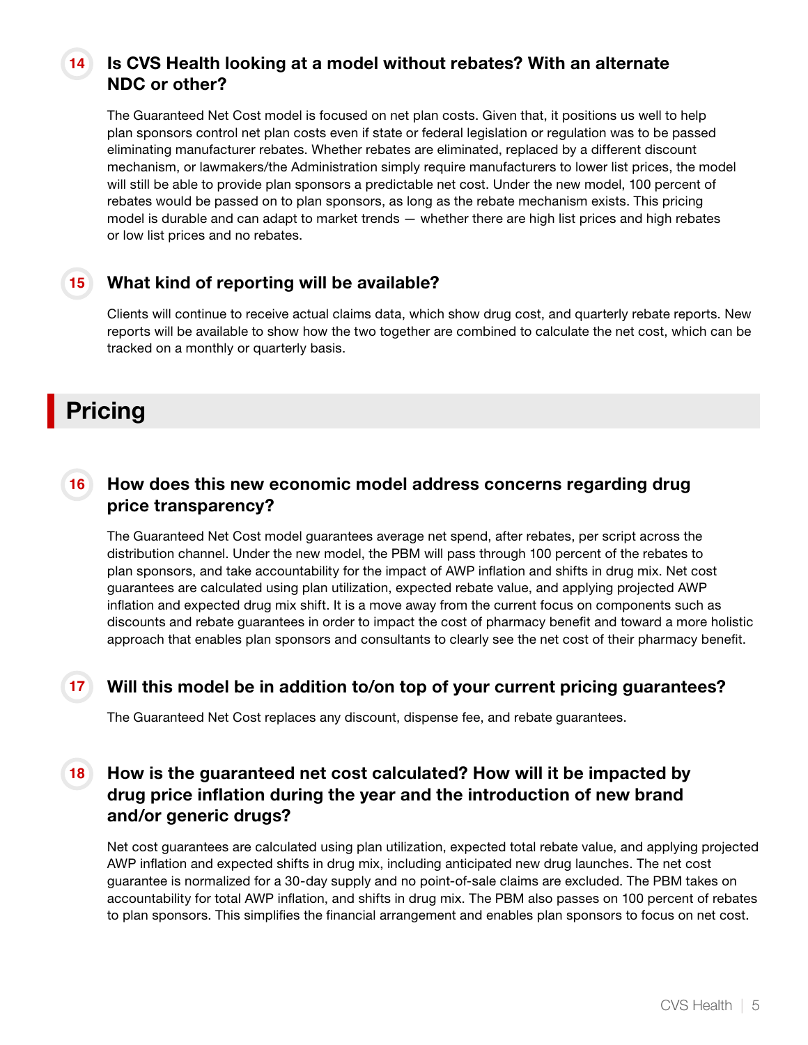### 14 Is CVS Health looking at a model without rebates? With an alternate NDC or other?

The Guaranteed Net Cost model is focused on net plan costs. Given that, it positions us well to help plan sponsors control net plan costs even if state or federal legislation or regulation was to be passed eliminating manufacturer rebates. Whether rebates are eliminated, replaced by a different discount mechanism, or lawmakers/the Administration simply require manufacturers to lower list prices, the model will still be able to provide plan sponsors a predictable net cost. Under the new model, 100 percent of rebates would be passed on to plan sponsors, as long as the rebate mechanism exists. This pricing model is durable and can adapt to market trends — whether there are high list prices and high rebates or low list prices and no rebates.

### 15 What kind of reporting will be available?

Clients will continue to receive actual claims data, which show drug cost, and quarterly rebate reports. New reports will be available to show how the two together are combined to calculate the net cost, which can be tracked on a monthly or quarterly basis.

## Pricing

### 16 How does this new economic model address concerns regarding drug price transparency?

The Guaranteed Net Cost model guarantees average net spend, after rebates, per script across the distribution channel. Under the new model, the PBM will pass through 100 percent of the rebates to plan sponsors, and take accountability for the impact of AWP inflation and shifts in drug mix. Net cost guarantees are calculated using plan utilization, expected rebate value, and applying projected AWP inflation and expected drug mix shift. It is a move away from the current focus on components such as discounts and rebate guarantees in order to impact the cost of pharmacy benefit and toward a more holistic approach that enables plan sponsors and consultants to clearly see the net cost of their pharmacy benefit.

### 17 Will this model be in addition to/on top of your current pricing guarantees?

The Guaranteed Net Cost replaces any discount, dispense fee, and rebate guarantees.

### 18 How is the guaranteed net cost calculated? How will it be impacted by drug price inflation during the year and the introduction of new brand and/or generic drugs?

Net cost guarantees are calculated using plan utilization, expected total rebate value, and applying projected AWP inflation and expected shifts in drug mix, including anticipated new drug launches. The net cost guarantee is normalized for a 30-day supply and no point-of-sale claims are excluded. The PBM takes on accountability for total AWP inflation, and shifts in drug mix. The PBM also passes on 100 percent of rebates to plan sponsors. This simplifies the financial arrangement and enables plan sponsors to focus on net cost.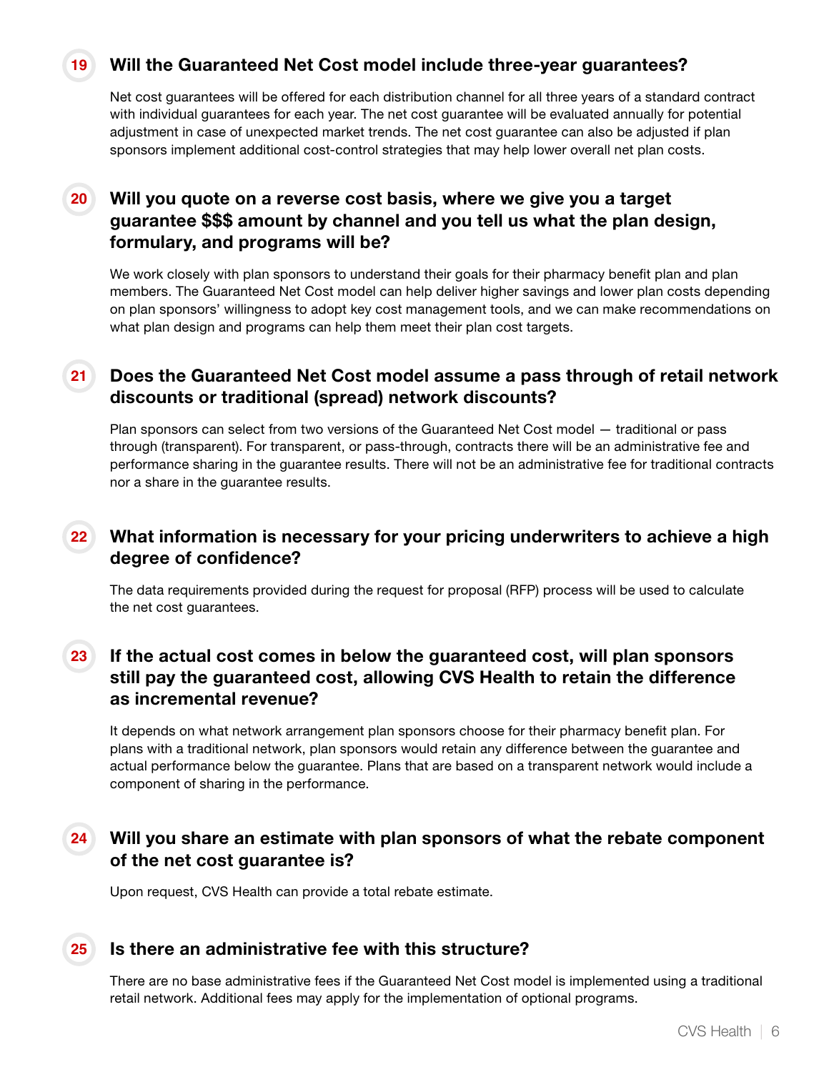### 19 Will the Guaranteed Net Cost model include three-year guarantees?

Net cost guarantees will be offered for each distribution channel for all three years of a standard contract with individual guarantees for each year. The net cost guarantee will be evaluated annually for potential adjustment in case of unexpected market trends. The net cost guarantee can also be adjusted if plan sponsors implement additional cost-control strategies that may help lower overall net plan costs.

### 20 Will you quote on a reverse cost basis, where we give you a target guarantee $$$ amount by channel and you tell us what the plan design, formulary, and programs will be?

We work closely with plan sponsors to understand their goals for their pharmacy benefit plan and plan members. The Guaranteed Net Cost model can help deliver higher savings and lower plan costs depending on plan sponsors' willingness to adopt key cost management tools, and we can make recommendations on what plan design and programs can help them meet their plan cost targets.

### 21 Does the Guaranteed Net Cost model assume a pass through of retail network discounts or traditional (spread) network discounts?

Plan sponsors can select from two versions of the Guaranteed Net Cost model — traditional or pass through (transparent). For transparent, or pass-through, contracts there will be an administrative fee and performance sharing in the guarantee results. There will not be an administrative fee for traditional contracts nor a share in the guarantee results.

### 22 What information is necessary for your pricing underwriters to achieve a high degree of confidence?

The data requirements provided during the request for proposal (RFP) process will be used to calculate the net cost guarantees.

### 23 If the actual cost comes in below the guaranteed cost, will plan sponsors still pay the guaranteed cost, allowing CVS Health to retain the difference as incremental revenue?

It depends on what network arrangement plan sponsors choose for their pharmacy benefit plan. For plans with a traditional network, plan sponsors would retain any difference between the guarantee and actual performance below the guarantee. Plans that are based on a transparent network would include a component of sharing in the performance.

### 24 Will you share an estimate with plan sponsors of what the rebate component of the net cost guarantee is?

Upon request, CVS Health can provide a total rebate estimate.

### 25 Is there an administrative fee with this structure?

There are no base administrative fees if the Guaranteed Net Cost model is implemented using a traditional retail network. Additional fees may apply for the implementation of optional programs.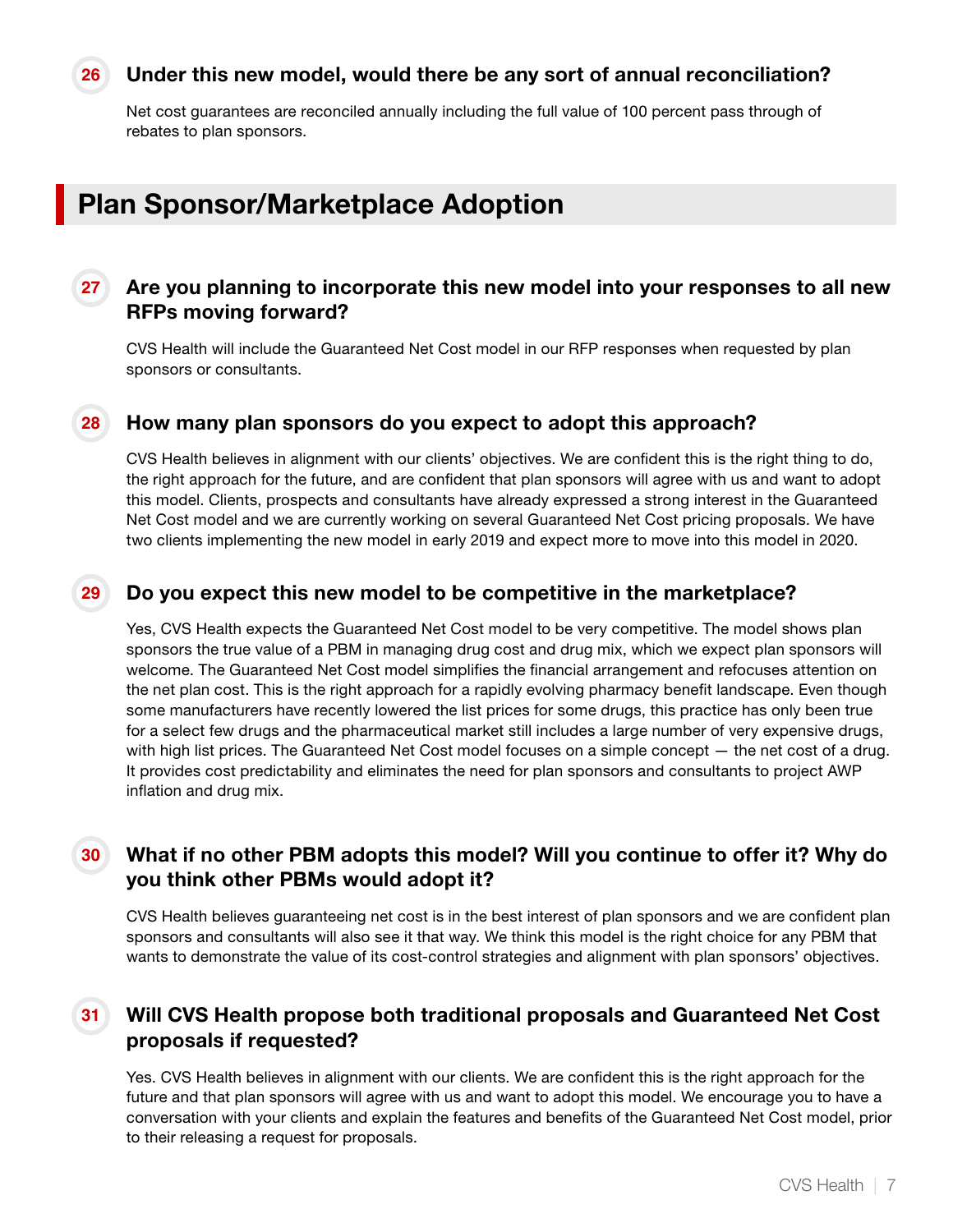**26** **Under this new model, would there be any sort of annual reconciliation?**

Net cost guarantees are reconciled annually including the full value of 100 percent pass through of rebates to plan sponsors.

## Plan Sponsor/Marketplace Adoption

**27** **Are you planning to incorporate this new model into your responses to all new RFPs moving forward?**

CVS Health will include the Guaranteed Net Cost model in our RFP responses when requested by plan sponsors or consultants.

**28** **How many plan sponsors do you expect to adopt this approach?**

CVS Health believes in alignment with our clients' objectives. We are confident this is the right thing to do, the right approach for the future, and are confident that plan sponsors will agree with us and want to adopt this model. Clients, prospects and consultants have already expressed a strong interest in the Guaranteed Net Cost model and we are currently working on several Guaranteed Net Cost pricing proposals. We have two clients implementing the new model in early 2019 and expect more to move into this model in 2020.

**29** **Do you expect this new model to be competitive in the marketplace?**

Yes, CVS Health expects the Guaranteed Net Cost model to be very competitive. The model shows plan sponsors the true value of a PBM in managing drug cost and drug mix, which we expect plan sponsors will welcome. The Guaranteed Net Cost model simplifies the financial arrangement and refocuses attention on the net plan cost. This is the right approach for a rapidly evolving pharmacy benefit landscape. Even though some manufacturers have recently lowered the list prices for some drugs, this practice has only been true for a select few drugs and the pharmaceutical market still includes a large number of very expensive drugs, with high list prices. The Guaranteed Net Cost model focuses on a simple concept — the net cost of a drug. It provides cost predictability and eliminates the need for plan sponsors and consultants to project AWP inflation and drug mix.

**30** **What if no other PBM adopts this model? Will you continue to offer it? Why do you think other PBMs would adopt it?**

CVS Health believes guaranteeing net cost is in the best interest of plan sponsors and we are confident plan sponsors and consultants will also see it that way. We think this model is the right choice for any PBM that wants to demonstrate the value of its cost-control strategies and alignment with plan sponsors' objectives.

**31** **Will CVS Health propose both traditional proposals and Guaranteed Net Cost proposals if requested?**

Yes. CVS Health believes in alignment with our clients. We are confident this is the right approach for the future and that plan sponsors will agree with us and want to adopt this model. We encourage you to have a conversation with your clients and explain the features and benefits of the Guaranteed Net Cost model, prior to their releasing a request for proposals.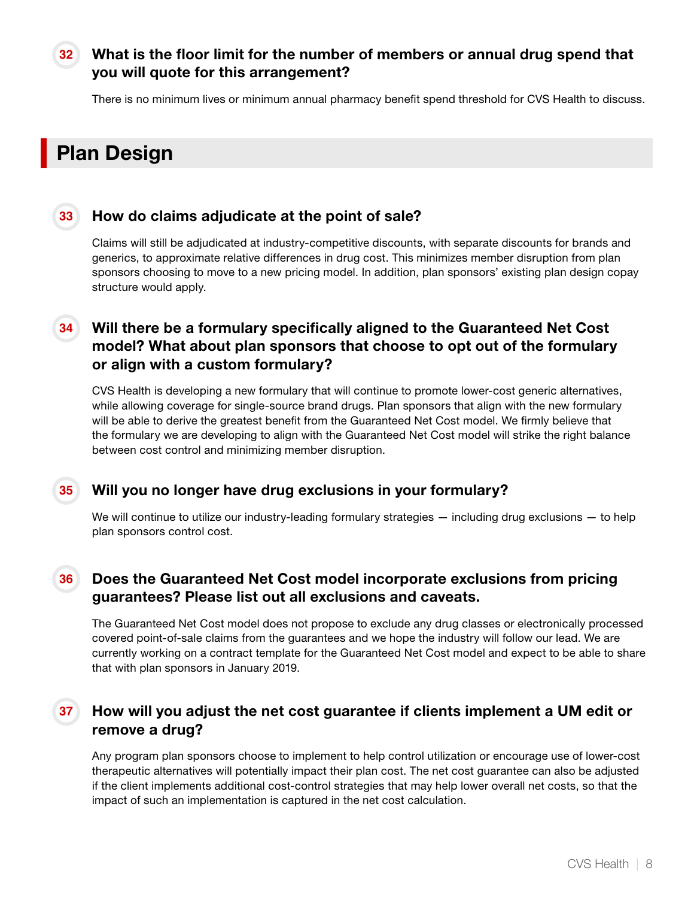### 32 What is the floor limit for the number of members or annual drug spend that you will quote for this arrangement?

There is no minimum lives or minimum annual pharmacy benefit spend threshold for CVS Health to discuss.

## Plan Design

### 33 How do claims adjudicate at the point of sale?

Claims will still be adjudicated at industry-competitive discounts, with separate discounts for brands and generics, to approximate relative differences in drug cost. This minimizes member disruption from plan sponsors choosing to move to a new pricing model. In addition, plan sponsors' existing plan design copay structure would apply.

### 34 Will there be a formulary specifically aligned to the Guaranteed Net Cost model? What about plan sponsors that choose to opt out of the formulary or align with a custom formulary?

CVS Health is developing a new formulary that will continue to promote lower-cost generic alternatives, while allowing coverage for single-source brand drugs. Plan sponsors that align with the new formulary will be able to derive the greatest benefit from the Guaranteed Net Cost model. We firmly believe that the formulary we are developing to align with the Guaranteed Net Cost model will strike the right balance between cost control and minimizing member disruption.

### 35 Will you no longer have drug exclusions in your formulary?

We will continue to utilize our industry-leading formulary strategies — including drug exclusions — to help plan sponsors control cost.

### 36 Does the Guaranteed Net Cost model incorporate exclusions from pricing guarantees? Please list out all exclusions and caveats.

The Guaranteed Net Cost model does not propose to exclude any drug classes or electronically processed covered point-of-sale claims from the guarantees and we hope the industry will follow our lead. We are currently working on a contract template for the Guaranteed Net Cost model and expect to be able to share that with plan sponsors in January 2019.

### 37 How will you adjust the net cost guarantee if clients implement a UM edit or remove a drug?

Any program plan sponsors choose to implement to help control utilization or encourage use of lower-cost therapeutic alternatives will potentially impact their plan cost. The net cost guarantee can also be adjusted if the client implements additional cost-control strategies that may help lower overall net costs, so that the impact of such an implementation is captured in the net cost calculation.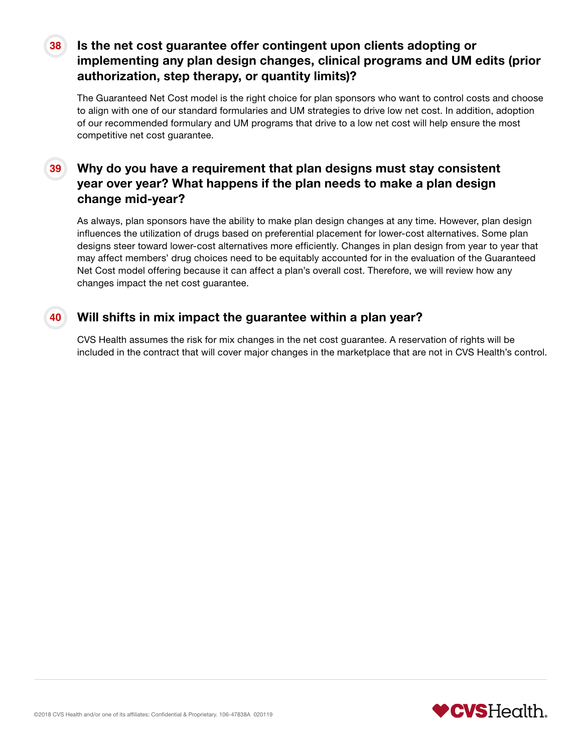### 38 Is the net cost guarantee offer contingent upon clients adopting or implementing any plan design changes, clinical programs and UM edits (prior authorization, step therapy, or quantity limits)?

The Guaranteed Net Cost model is the right choice for plan sponsors who want to control costs and choose to align with one of our standard formularies and UM strategies to drive low net cost. In addition, adoption of our recommended formulary and UM programs that drive to a low net cost will help ensure the most competitive net cost guarantee.

### 39 Why do you have a requirement that plan designs must stay consistent year over year? What happens if the plan needs to make a plan design change mid-year?

As always, plan sponsors have the ability to make plan design changes at any time. However, plan design influences the utilization of drugs based on preferential placement for lower-cost alternatives. Some plan designs steer toward lower-cost alternatives more efficiently. Changes in plan design from year to year that may affect members' drug choices need to be equitably accounted for in the evaluation of the Guaranteed Net Cost model offering because it can affect a plan's overall cost. Therefore, we will review how any changes impact the net cost guarantee.

### 40 Will shifts in mix impact the guarantee within a plan year?

CVS Health assumes the risk for mix changes in the net cost guarantee. A reservation of rights will be included in the contract that will cover major changes in the marketplace that are not in CVS Health's control.

©2018 CVS Health and/or one of its affiliates: Confidential & Proprietary. 106-47838A 020119